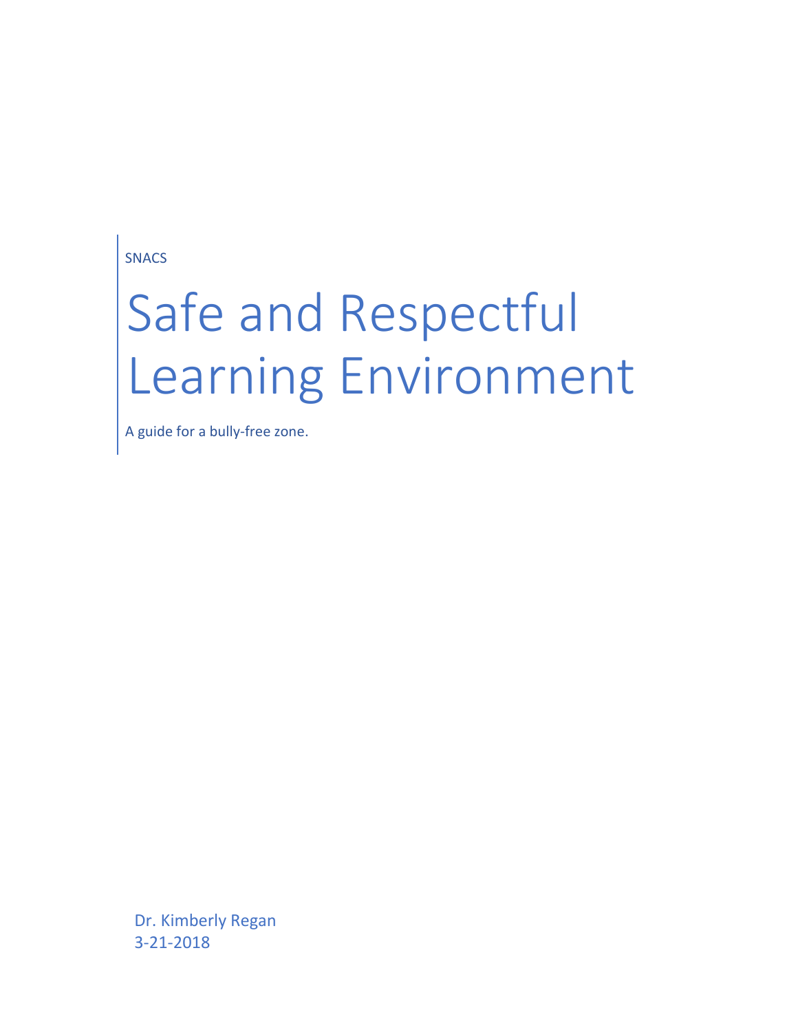SNACS

# Safe and Respectful Learning Environment

A guide for a bully-free zone.

Dr. Kimberly Regan
3-21-2018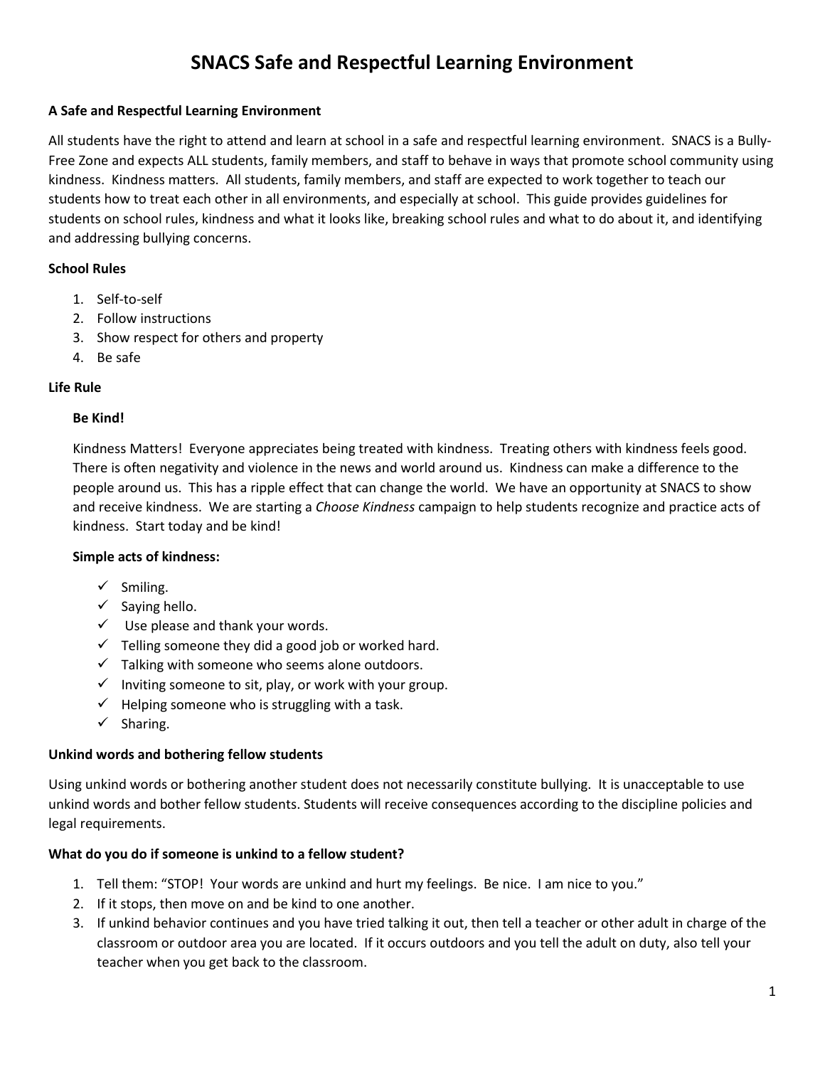# SNACS Safe and Respectful Learning Environment

**A Safe and Respectful Learning Environment**

All students have the right to attend and learn at school in a safe and respectful learning environment. SNACS is a Bully-Free Zone and expects ALL students, family members, and staff to behave in ways that promote school community using kindness. Kindness matters. All students, family members, and staff are expected to work together to teach our students how to treat each other in all environments, and especially at school. This guide provides guidelines for students on school rules, kindness and what it looks like, breaking school rules and what to do about it, and identifying and addressing bullying concerns.

**School Rules**

1. Self-to-self
2. Follow instructions
3. Show respect for others and property
4. Be safe

**Life Rule**

**Be Kind!**

Kindness Matters! Everyone appreciates being treated with kindness. Treating others with kindness feels good. There is often negativity and violence in the news and world around us. Kindness can make a difference to the people around us. This has a ripple effect that can change the world. We have an opportunity at SNACS to show and receive kindness. We are starting a *Choose Kindness* campaign to help students recognize and practice acts of kindness. Start today and be kind!

**Simple acts of kindness:**

- ✓ Smiling.
- ✓ Saying hello.
- ✓ Use please and thank your words.
- ✓ Telling someone they did a good job or worked hard.
- ✓ Talking with someone who seems alone outdoors.
- ✓ Inviting someone to sit, play, or work with your group.
- ✓ Helping someone who is struggling with a task.
- ✓ Sharing.

**Unkind words and bothering fellow students**

Using unkind words or bothering another student does not necessarily constitute bullying. It is unacceptable to use unkind words and bother fellow students. Students will receive consequences according to the discipline policies and legal requirements.

**What do you do if someone is unkind to a fellow student?**

1. Tell them: "STOP! Your words are unkind and hurt my feelings. Be nice. I am nice to you."
2. If it stops, then move on and be kind to one another.
3. If unkind behavior continues and you have tried talking it out, then tell a teacher or other adult in charge of the classroom or outdoor area you are located. If it occurs outdoors and you tell the adult on duty, also tell your teacher when you get back to the classroom.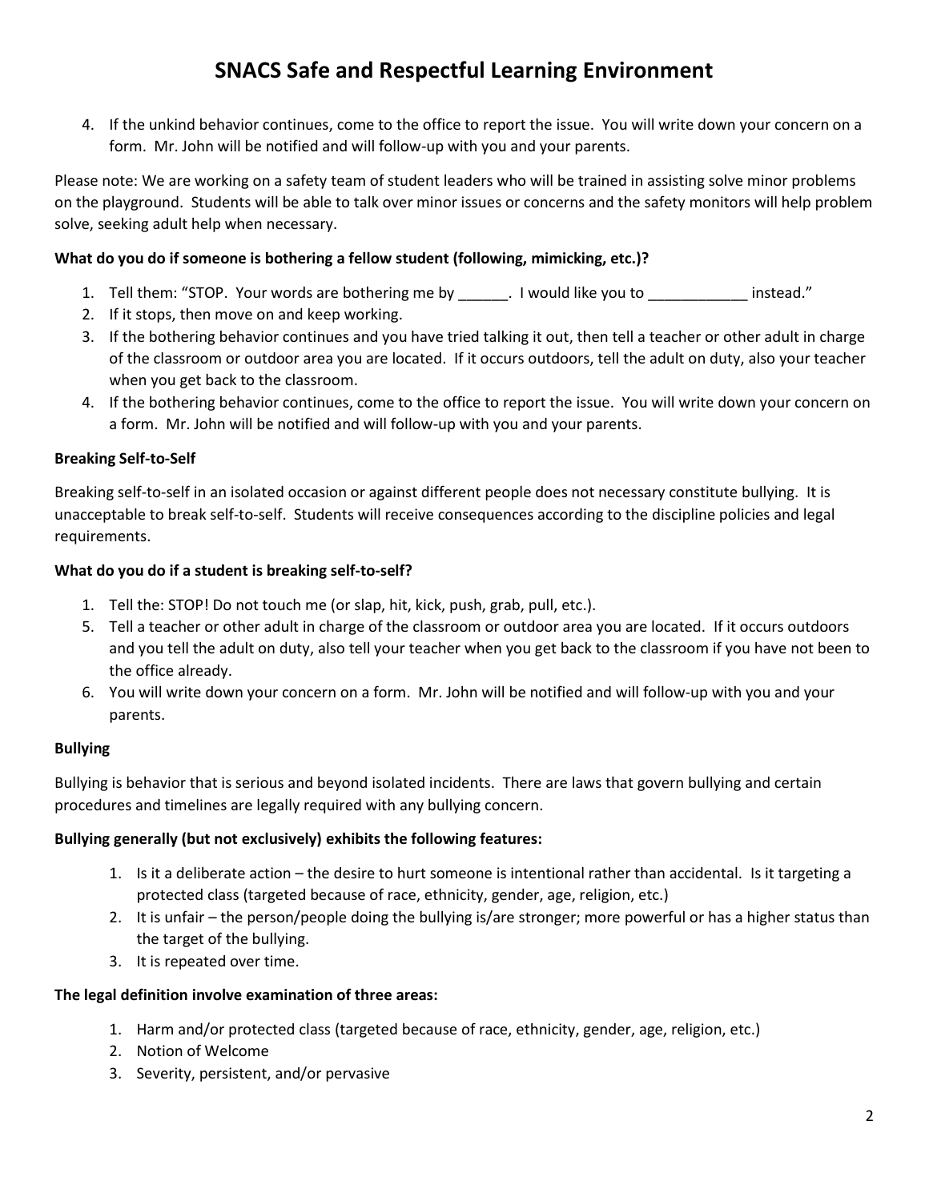// Model: Claude Opus 4.7

# SNACS Safe and Respectful Learning Environment

4. If the unkind behavior continues, come to the office to report the issue. You will write down your concern on a form. Mr. John will be notified and will follow-up with you and your parents.

Please note: We are working on a safety team of student leaders who will be trained in assisting solve minor problems on the playground. Students will be able to talk over minor issues or concerns and the safety monitors will help problem solve, seeking adult help when necessary.

**What do you do if someone is bothering a fellow student (following, mimicking, etc.)?**

1. Tell them: "STOP. Your words are bothering me by ______. I would like you to ____________ instead."
2. If it stops, then move on and keep working.
3. If the bothering behavior continues and you have tried talking it out, then tell a teacher or other adult in charge of the classroom or outdoor area you are located. If it occurs outdoors, tell the adult on duty, also your teacher when you get back to the classroom.
4. If the bothering behavior continues, come to the office to report the issue. You will write down your concern on a form. Mr. John will be notified and will follow-up with you and your parents.

**Breaking Self-to-Self**

Breaking self-to-self in an isolated occasion or against different people does not necessary constitute bullying. It is unacceptable to break self-to-self. Students will receive consequences according to the discipline policies and legal requirements.

**What do you do if a student is breaking self-to-self?**

1. Tell the: STOP! Do not touch me (or slap, hit, kick, push, grab, pull, etc.).
5. Tell a teacher or other adult in charge of the classroom or outdoor area you are located. If it occurs outdoors and you tell the adult on duty, also tell your teacher when you get back to the classroom if you have not been to the office already.
6. You will write down your concern on a form. Mr. John will be notified and will follow-up with you and your parents.

**Bullying**

Bullying is behavior that is serious and beyond isolated incidents. There are laws that govern bullying and certain procedures and timelines are legally required with any bullying concern.

**Bullying generally (but not exclusively) exhibits the following features:**

1. Is it a deliberate action – the desire to hurt someone is intentional rather than accidental. Is it targeting a protected class (targeted because of race, ethnicity, gender, age, religion, etc.)
2. It is unfair – the person/people doing the bullying is/are stronger; more powerful or has a higher status than the target of the bullying.
3. It is repeated over time.

**The legal definition involve examination of three areas:**

1. Harm and/or protected class (targeted because of race, ethnicity, gender, age, religion, etc.)
2. Notion of Welcome
3. Severity, persistent, and/or pervasive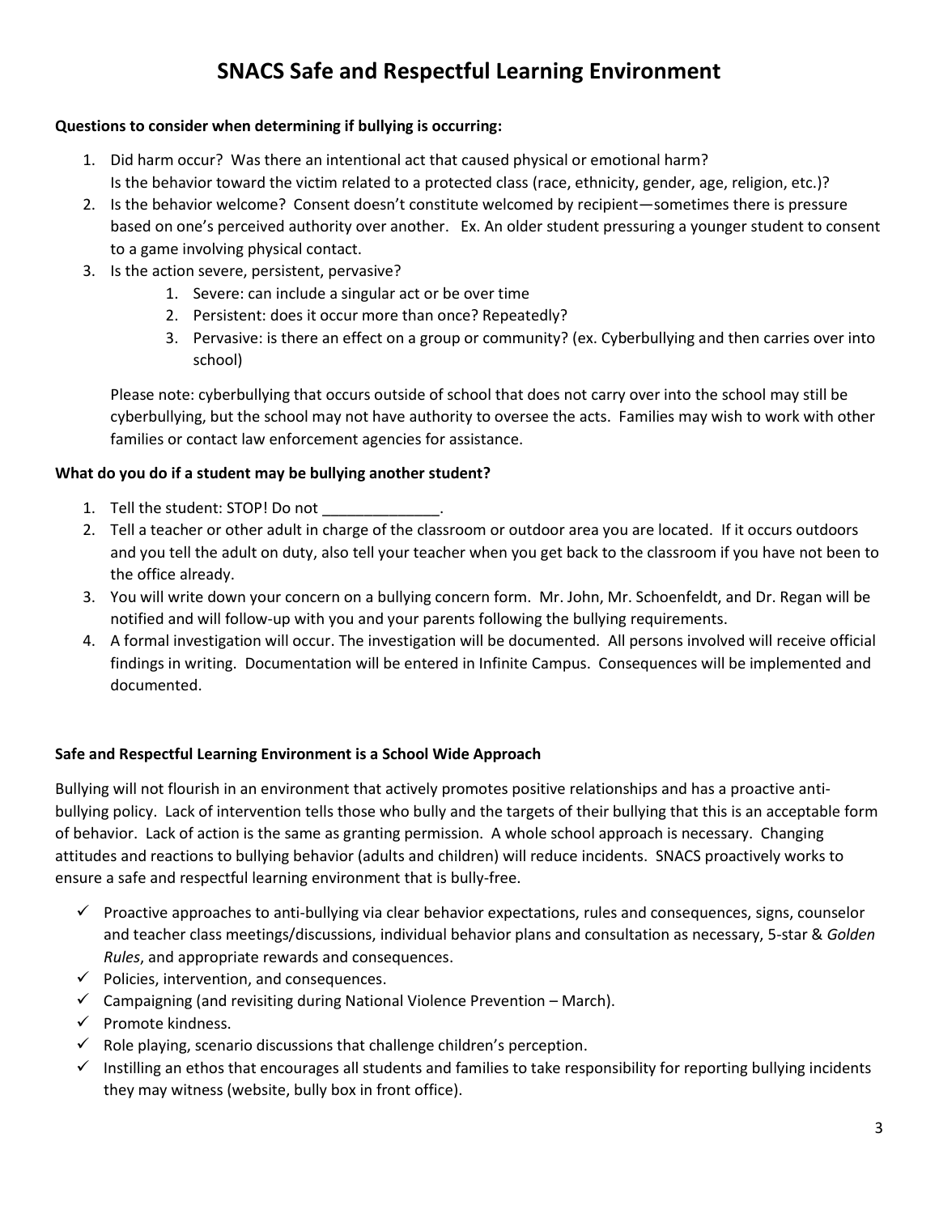# SNACS Safe and Respectful Learning Environment

**Questions to consider when determining if bullying is occurring:**

1. Did harm occur? Was there an intentional act that caused physical or emotional harm? Is the behavior toward the victim related to a protected class (race, ethnicity, gender, age, religion, etc.)?
2. Is the behavior welcome? Consent doesn't constitute welcomed by recipient—sometimes there is pressure based on one's perceived authority over another. Ex. An older student pressuring a younger student to consent to a game involving physical contact.
3. Is the action severe, persistent, pervasive?
    1. Severe: can include a singular act or be over time
    2. Persistent: does it occur more than once? Repeatedly?
    3. Pervasive: is there an effect on a group or community? (ex. Cyberbullying and then carries over into school)

   Please note: cyberbullying that occurs outside of school that does not carry over into the school may still be cyberbullying, but the school may not have authority to oversee the acts. Families may wish to work with other families or contact law enforcement agencies for assistance.

**What do you do if a student may be bullying another student?**

1. Tell the student: STOP! Do not ______________.
2. Tell a teacher or other adult in charge of the classroom or outdoor area you are located. If it occurs outdoors and you tell the adult on duty, also tell your teacher when you get back to the classroom if you have not been to the office already.
3. You will write down your concern on a bullying concern form. Mr. John, Mr. Schoenfeldt, and Dr. Regan will be notified and will follow-up with you and your parents following the bullying requirements.
4. A formal investigation will occur. The investigation will be documented. All persons involved will receive official findings in writing. Documentation will be entered in Infinite Campus. Consequences will be implemented and documented.

**Safe and Respectful Learning Environment is a School Wide Approach**

Bullying will not flourish in an environment that actively promotes positive relationships and has a proactive anti-bullying policy. Lack of intervention tells those who bully and the targets of their bullying that this is an acceptable form of behavior. Lack of action is the same as granting permission. A whole school approach is necessary. Changing attitudes and reactions to bullying behavior (adults and children) will reduce incidents. SNACS proactively works to ensure a safe and respectful learning environment that is bully-free.

- ✓ Proactive approaches to anti-bullying via clear behavior expectations, rules and consequences, signs, counselor and teacher class meetings/discussions, individual behavior plans and consultation as necessary, 5-star & *Golden Rules*, and appropriate rewards and consequences.
- ✓ Policies, intervention, and consequences.
- ✓ Campaigning (and revisiting during National Violence Prevention – March).
- ✓ Promote kindness.
- ✓ Role playing, scenario discussions that challenge children's perception.
- ✓ Instilling an ethos that encourages all students and families to take responsibility for reporting bullying incidents they may witness (website, bully box in front office).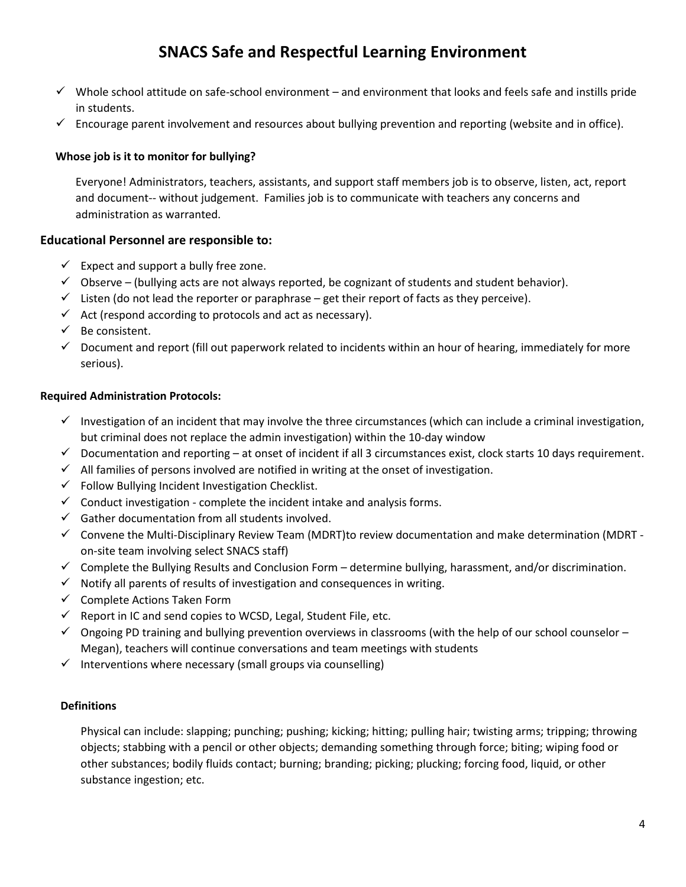# SNACS Safe and Respectful Learning Environment

- ✓ Whole school attitude on safe-school environment – and environment that looks and feels safe and instills pride in students.
- ✓ Encourage parent involvement and resources about bullying prevention and reporting (website and in office).

**Whose job is it to monitor for bullying?**

Everyone! Administrators, teachers, assistants, and support staff members job is to observe, listen, act, report and document-- without judgement. Families job is to communicate with teachers any concerns and administration as warranted.

### Educational Personnel are responsible to:

- ✓ Expect and support a bully free zone.
- ✓ Observe – (bullying acts are not always reported, be cognizant of students and student behavior).
- ✓ Listen (do not lead the reporter or paraphrase – get their report of facts as they perceive).
- ✓ Act (respond according to protocols and act as necessary).
- ✓ Be consistent.
- ✓ Document and report (fill out paperwork related to incidents within an hour of hearing, immediately for more serious).

**Required Administration Protocols:**

- ✓ Investigation of an incident that may involve the three circumstances (which can include a criminal investigation, but criminal does not replace the admin investigation) within the 10-day window
- ✓ Documentation and reporting – at onset of incident if all 3 circumstances exist, clock starts 10 days requirement.
- ✓ All families of persons involved are notified in writing at the onset of investigation.
- ✓ Follow Bullying Incident Investigation Checklist.
- ✓ Conduct investigation - complete the incident intake and analysis forms.
- ✓ Gather documentation from all students involved.
- ✓ Convene the Multi-Disciplinary Review Team (MDRT)to review documentation and make determination (MDRT - on-site team involving select SNACS staff)
- ✓ Complete the Bullying Results and Conclusion Form – determine bullying, harassment, and/or discrimination.
- ✓ Notify all parents of results of investigation and consequences in writing.
- ✓ Complete Actions Taken Form
- ✓ Report in IC and send copies to WCSD, Legal, Student File, etc.
- ✓ Ongoing PD training and bullying prevention overviews in classrooms (with the help of our school counselor – Megan), teachers will continue conversations and team meetings with students
- ✓ Interventions where necessary (small groups via counselling)

**Definitions**

Physical can include: slapping; punching; pushing; kicking; hitting; pulling hair; twisting arms; tripping; throwing objects; stabbing with a pencil or other objects; demanding something through force; biting; wiping food or other substances; bodily fluids contact; burning; branding; picking; plucking; forcing food, liquid, or other substance ingestion; etc.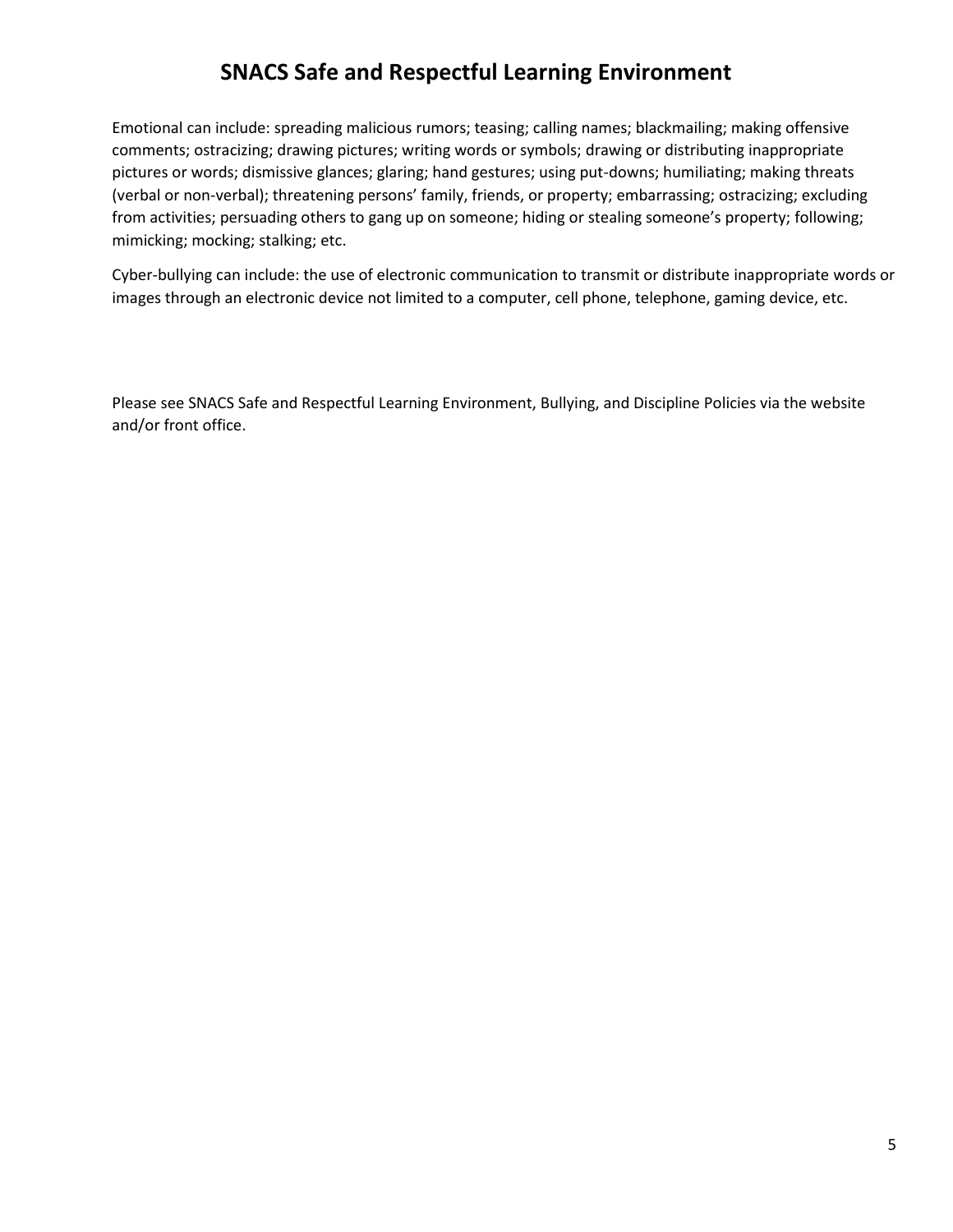# SNACS Safe and Respectful Learning Environment

Emotional can include: spreading malicious rumors; teasing; calling names; blackmailing; making offensive comments; ostracizing; drawing pictures; writing words or symbols; drawing or distributing inappropriate pictures or words; dismissive glances; glaring; hand gestures; using put-downs; humiliating; making threats (verbal or non-verbal); threatening persons' family, friends, or property; embarrassing; ostracizing; excluding from activities; persuading others to gang up on someone; hiding or stealing someone's property; following; mimicking; mocking; stalking; etc.

Cyber-bullying can include: the use of electronic communication to transmit or distribute inappropriate words or images through an electronic device not limited to a computer, cell phone, telephone, gaming device, etc.

Please see SNACS Safe and Respectful Learning Environment, Bullying, and Discipline Policies via the website and/or front office.